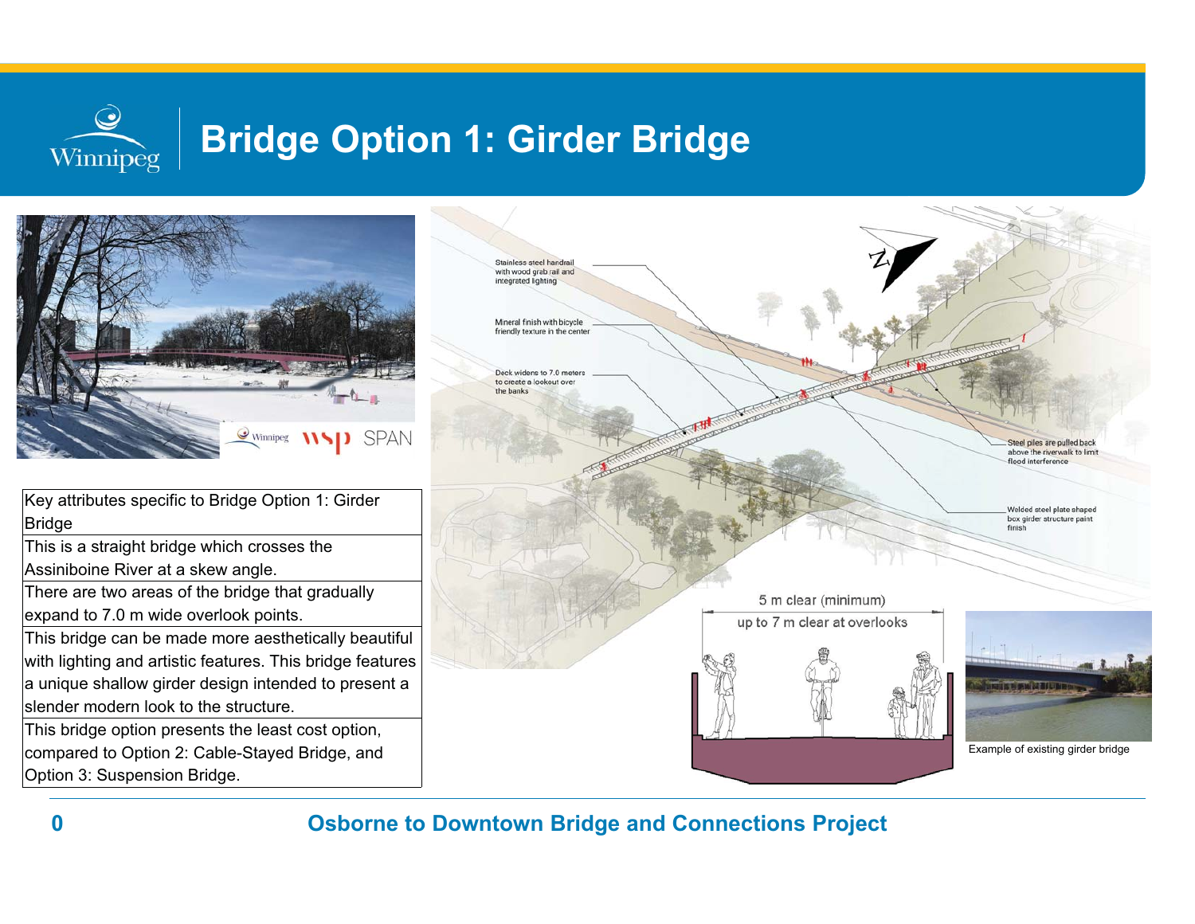# Bridge Option 1: Girder Bridge

| Key attributes specific to Bridge Option 1: Girder Bridge |
| --- |
| This is a straight bridge which crosses the Assiniboine River at a skew angle. |
| There are two areas of the bridge that gradually expand to 7.0 m wide overlook points. |
| This bridge can be made more aesthetically beautiful with lighting and artistic features. This bridge features a unique shallow girder design intended to present a slender modern look to the structure. |
| This bridge option presents the least cost option, compared to Option 2: Cable-Stayed Bridge, and Option 3: Suspension Bridge. |

Stainless steel handrail with wood grab rail and integrated lighting

Mineral finish with bicycle friendly texture in the center

Deck widens to 7.0 meters to create a lookout over the banks

Steel piles are pulled back above the riverwalk to limit flood interference

Welded steel plate shaped box girder structure paint finish

5 m clear (minimum)

up to 7 m clear at overlooks

Example of existing girder bridge

**Osborne to Downtown Bridge and Connections Project**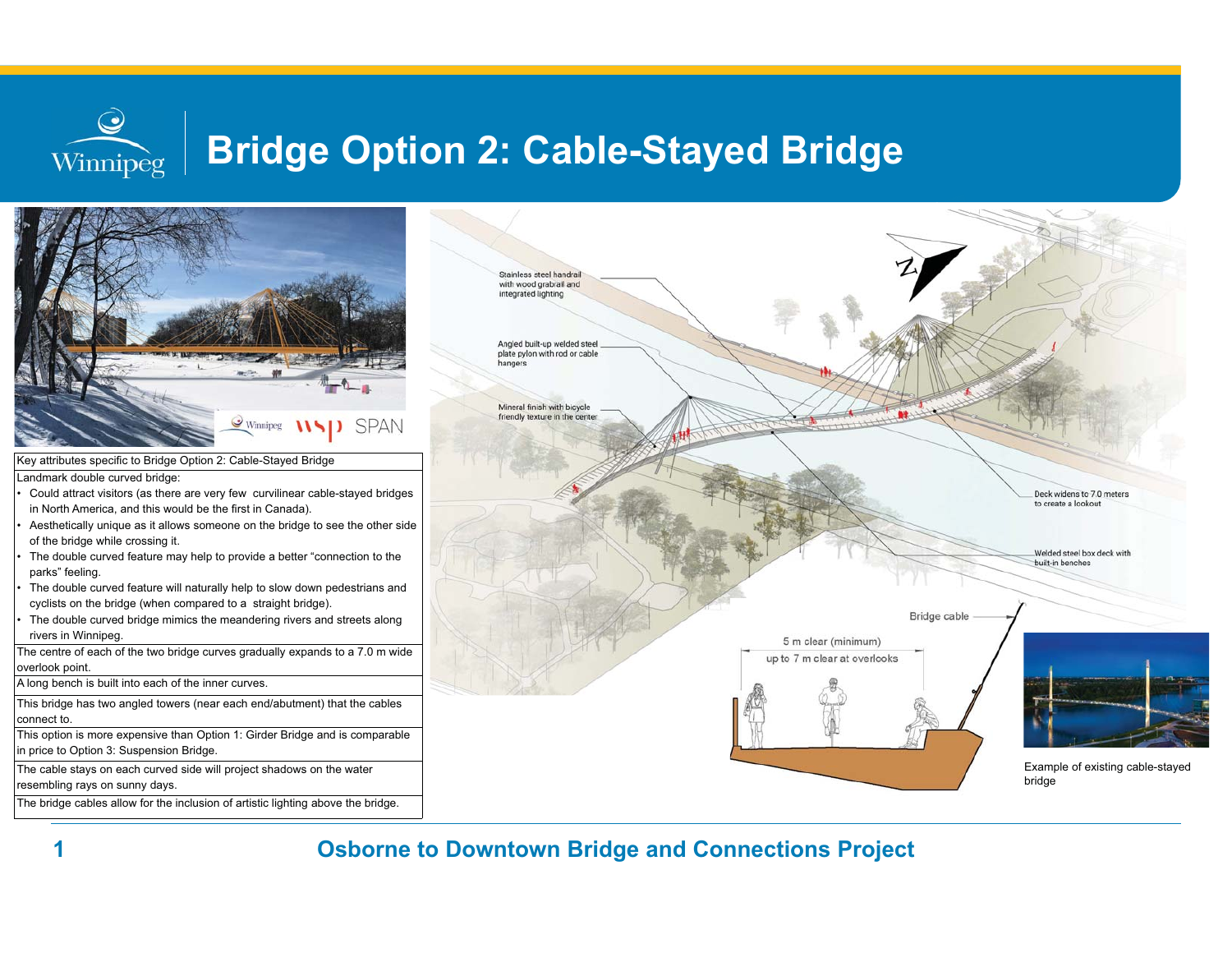# Bridge Option 2: Cable-Stayed Bridge

| Key attributes specific to Bridge Option 2: Cable-Stayed Bridge |
|---|
| Landmark double curved bridge:<br>• Could attract visitors (as there are very few curvilinear cable-stayed bridges in North America, and this would be the first in Canada).<br>• Aesthetically unique as it allows someone on the bridge to see the other side of the bridge while crossing it.<br>• The double curved feature may help to provide a better "connection to the parks" feeling.<br>• The double curved feature will naturally help to slow down pedestrians and cyclists on the bridge (when compared to a straight bridge).<br>• The double curved bridge mimics the meandering rivers and streets along rivers in Winnipeg. |
| The centre of each of the two bridge curves gradually expands to a 7.0 m wide overlook point. |
| A long bench is built into each of the inner curves. |
| This bridge has two angled towers (near each end/abutment) that the cables connect to. |
| This option is more expensive than Option 1: Girder Bridge and is comparable in price to Option 3: Suspension Bridge. |
| The cable stays on each curved side will project shadows on the water resembling rays on sunny days. |
| The bridge cables allow for the inclusion of artistic lighting above the bridge. |

Stainless steel handrail with wood grabrail and integrated lighting

Angled built-up welded steel plate pylon with rod or cable hangers

Mineral finish with bicycle friendly texture in the center

Deck widens to 7.0 meters to create a lookout

Welded steel box deck with built-in benches

Bridge cable

5 m clear (minimum)

up to 7 m clear at overlooks

Example of existing cable-stayed bridge

Osborne to Downtown Bridge and Connections Project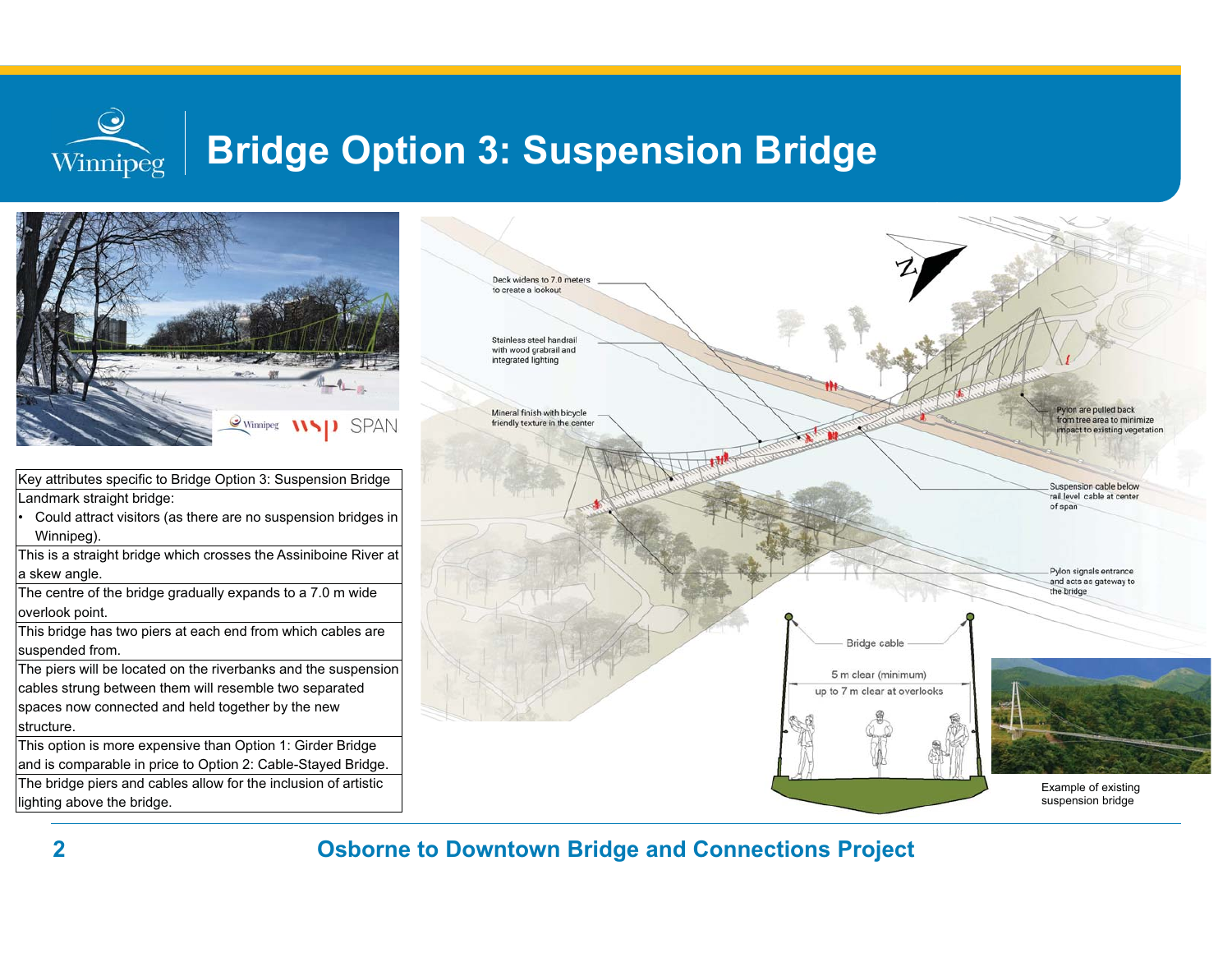# Bridge Option 3: Suspension Bridge

| Key attributes specific to Bridge Option 3: Suspension Bridge |
| --- |
| Landmark straight bridge:<br>• Could attract visitors (as there are no suspension bridges in Winnipeg). |
| This is a straight bridge which crosses the Assiniboine River at a skew angle. |
| The centre of the bridge gradually expands to a 7.0 m wide overlook point. |
| This bridge has two piers at each end from which cables are suspended from. |
| The piers will be located on the riverbanks and the suspension cables strung between them will resemble two separated spaces now connected and held together by the new structure. |
| This option is more expensive than Option 1: Girder Bridge and is comparable in price to Option 2: Cable-Stayed Bridge. |
| The bridge piers and cables allow for the inclusion of artistic lighting above the bridge. |

Deck widens to 7.0 meters to create a lookout

Stainless steel handrail with wood grabrail and integrated lighting

Mineral finish with bicycle friendly texture in the center

Pylon are pulled back from tree area to minimize impact to existing vegetation

Suspension cable below rail level cable at center of span

Pylon signals entrance and acts as gateway to the bridge

Bridge cable

5 m clear (minimum)
up to 7 m clear at overlooks

Example of existing suspension bridge

Osborne to Downtown Bridge and Connections Project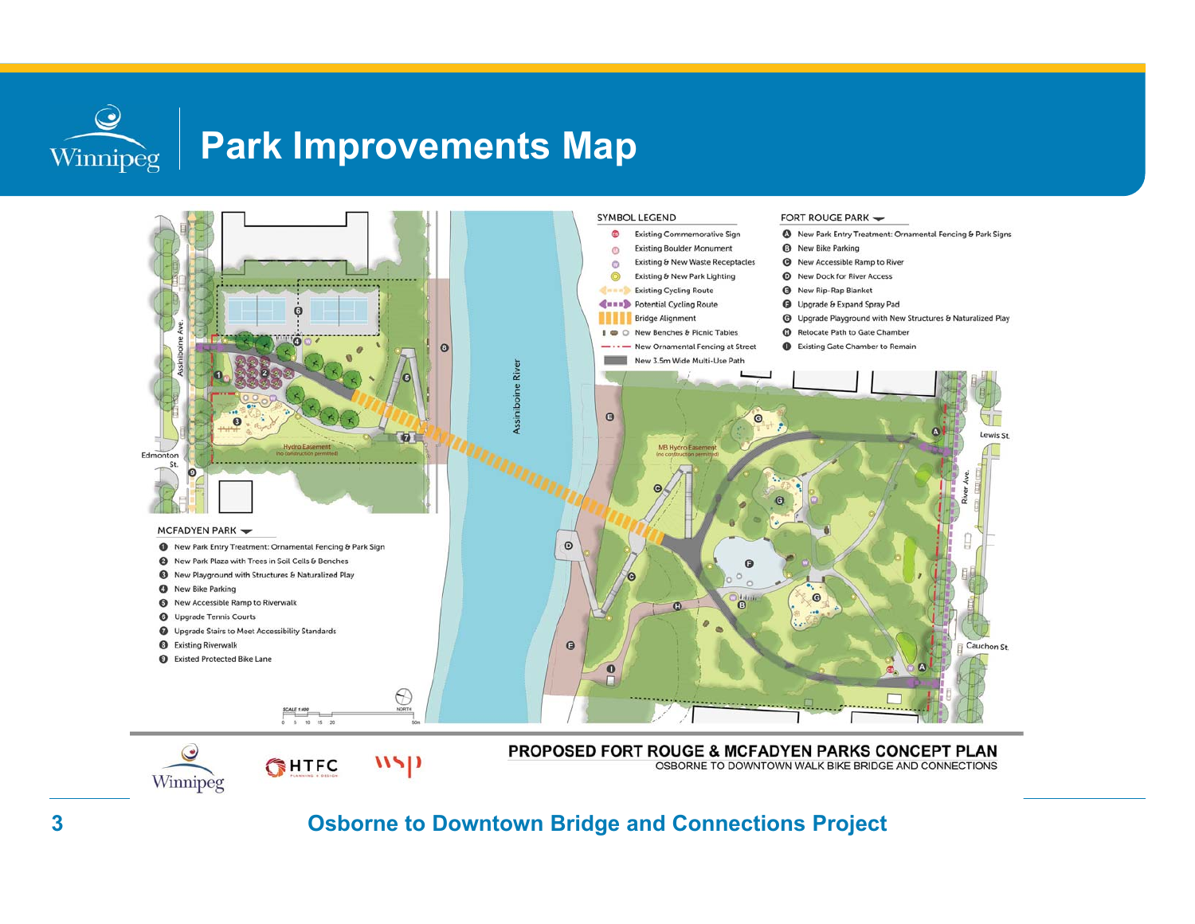# Park Improvements Map

## SYMBOL LEGEND

- Existing Commemorative Sign
- Existing Boulder Monument
- Existing & New Waste Receptacles
- Existing & New Park Lighting
- Existing Cycling Route
- Potential Cycling Route
- Bridge Alignment
- New Benches & Picnic Tables
- New Ornamental Fencing at Street
- New 3.5m Wide Multi-Use Path

## FORT ROUGE PARK

- A. New Park Entry Treatment: Ornamental Fencing & Park Signs
- B. New Bike Parking
- C. New Accessible Ramp to River
- D. New Dock for River Access
- E. New Rip-Rap Blanket
- F. Upgrade & Expand Spray Pad
- G. Upgrade Playground with New Structures & Naturalized Play
- H. Relocate Path to Gate Chamber
- I. Existing Gate Chamber to Remain

## MCFADYEN PARK

1. New Park Entry Treatment: Ornamental Fencing & Park Sign
2. New Park Plaza with Trees in Soil Cells & Benches
3. New Playground with Structures & Naturalized Play
4. New Bike Parking
5. New Accessible Ramp to Riverwalk
6. Upgrade Tennis Courts
7. Upgrade Stairs to Meet Accessibility Standards
8. Existing Riverwalk
9. Existed Protected Bike Lane

Assiniboine Ave. · Edmonton St. · Assiniboine River · Lewis St. · River Ave. · Cauchon St. · Hydro Easement (no construction permitted) · MB Hydro Easement (no construction permitted)

SCALE 1:400 — 0 5 10 15 20 50m — NORTH

Winnipeg · HTFC Planning & Design · wsp

**PROPOSED FORT ROUGE & MCFADYEN PARKS CONCEPT PLAN**
OSBORNE TO DOWNTOWN WALK BIKE BRIDGE AND CONNECTIONS

Osborne to Downtown Bridge and Connections Project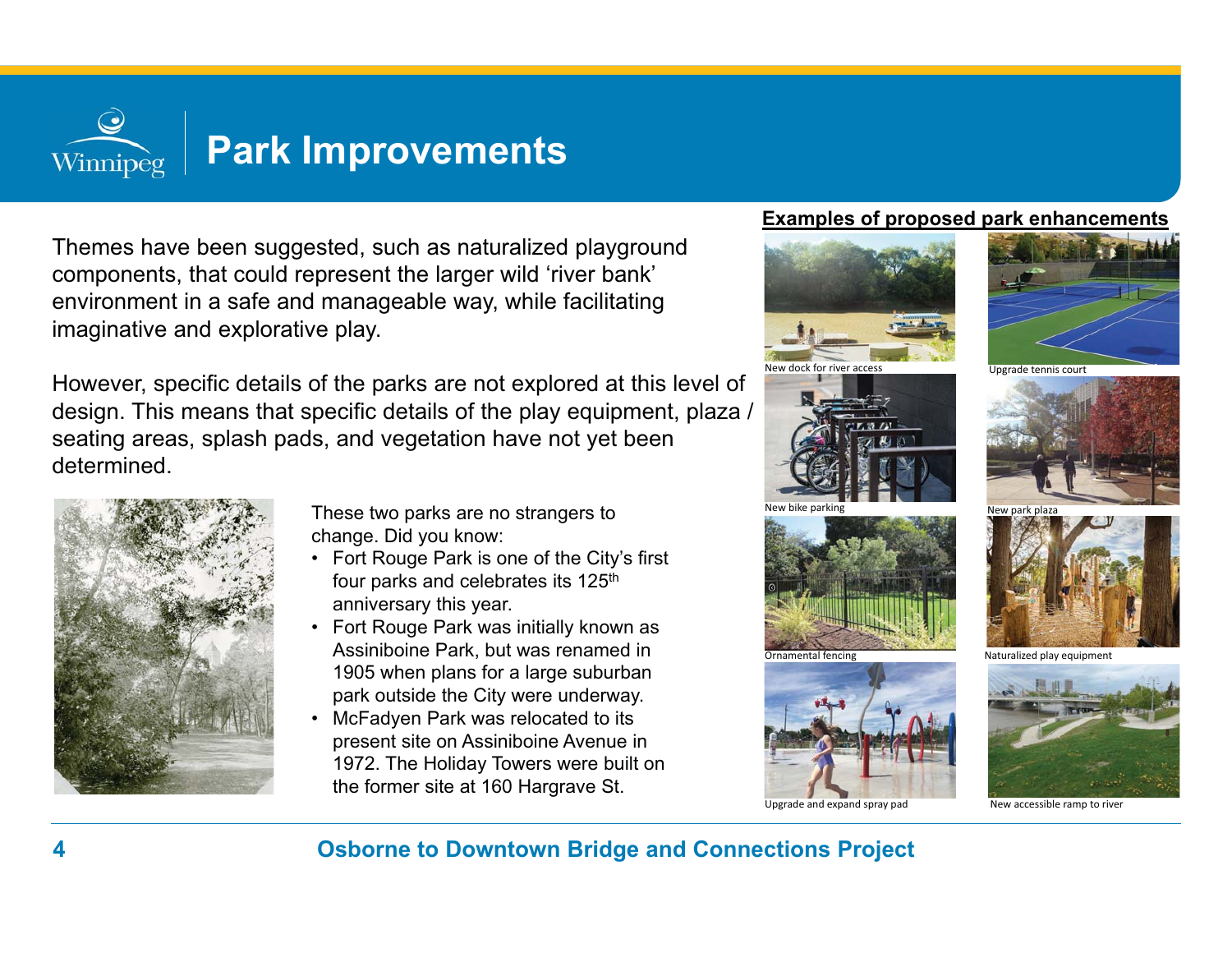# Park Improvements

Themes have been suggested, such as naturalized playground components, that could represent the larger wild 'river bank' environment in a safe and manageable way, while facilitating imaginative and explorative play.

However, specific details of the parks are not explored at this level of design. This means that specific details of the play equipment, plaza / seating areas, splash pads, and vegetation have not yet been determined.

These two parks are no strangers to change. Did you know:

- Fort Rouge Park is one of the City's first four parks and celebrates its 125th anniversary this year.
- Fort Rouge Park was initially known as Assiniboine Park, but was renamed in 1905 when plans for a large suburban park outside the City were underway.
- McFadyen Park was relocated to its present site on Assiniboine Avenue in 1972. The Holiday Towers were built on the former site at 160 Hargrave St.

## Examples of proposed park enhancements

New dock for river access

Upgrade tennis court

New bike parking

New park plaza

Ornamental fencing

Naturalized play equipment

Upgrade and expand spray pad

New accessible ramp to river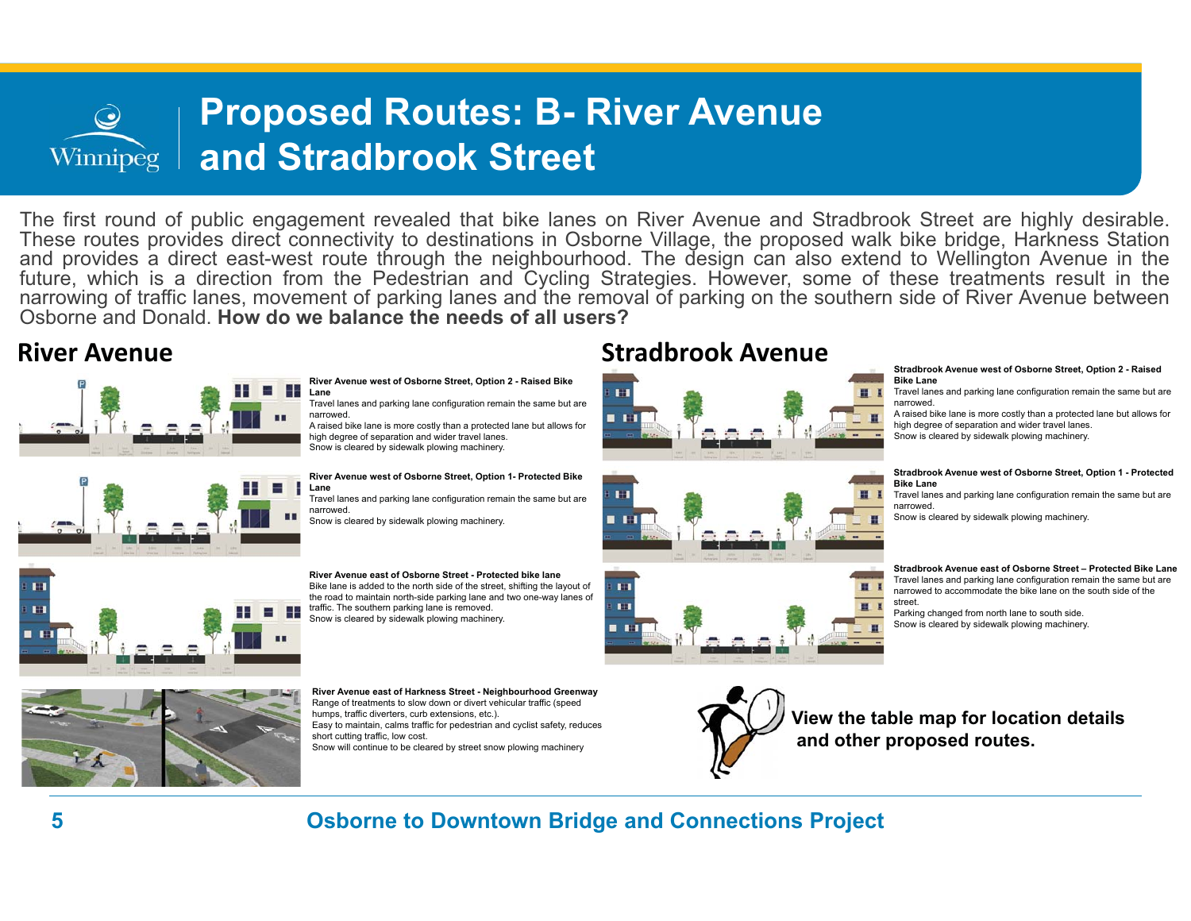# Proposed Routes: B- River Avenue and Stradbrook Street

The first round of public engagement revealed that bike lanes on River Avenue and Stradbrook Street are highly desirable. These routes provides direct connectivity to destinations in Osborne Village, the proposed walk bike bridge, Harkness Station and provides a direct east-west route through the neighbourhood. The design can also extend to Wellington Avenue in the future, which is a direction from the Pedestrian and Cycling Strategies. However, some of these treatments result in the narrowing of traffic lanes, movement of parking lanes and the removal of parking on the southern side of River Avenue between Osborne and Donald. **How do we balance the needs of all users?**

## River Avenue

**River Avenue west of Osborne Street, Option 2 - Raised Bike Lane**
Travel lanes and parking lane configuration remain the same but are narrowed.
A raised bike lane is more costly than a protected lane but allows for high degree of separation and wider travel lanes.
Snow is cleared by sidewalk plowing machinery.

**River Avenue west of Osborne Street, Option 1- Protected Bike Lane**
Travel lanes and parking lane configuration remain the same but are narrowed.
Snow is cleared by sidewalk plowing machinery.

**River Avenue east of Osborne Street - Protected bike lane**
Bike lane is added to the north side of the street, shifting the layout of the road to maintain north-side parking lane and two one-way lanes of traffic. The southern parking lane is removed.
Snow is cleared by sidewalk plowing machinery.

**River Avenue east of Harkness Street - Neighbourhood Greenway**
Range of treatments to slow down or divert vehicular traffic (speed humps, traffic diverters, curb extensions, etc.).
Easy to maintain, calms traffic for pedestrian and cyclist safety, reduces short cutting traffic, low cost.
Snow will continue to be cleared by street snow plowing machinery

## Stradbrook Avenue

**Stradbrook Avenue west of Osborne Street, Option 2 - Raised Bike Lane**
Travel lanes and parking lane configuration remain the same but are narrowed.
A raised bike lane is more costly than a protected lane but allows for high degree of separation and wider travel lanes.
Snow is cleared by sidewalk plowing machinery.

**Stradbrook Avenue west of Osborne Street, Option 1 - Protected Bike Lane**
Travel lanes and parking lane configuration remain the same but are narrowed.
Snow is cleared by sidewalk plowing machinery.

**Stradbrook Avenue east of Osborne Street – Protected Bike Lane**
Travel lanes and parking lane configuration remain the same but are narrowed to accommodate the bike lane on the south side of the street.
Parking changed from north lane to south side.
Snow is cleared by sidewalk plowing machinery.

**View the table map for location details and other proposed routes.**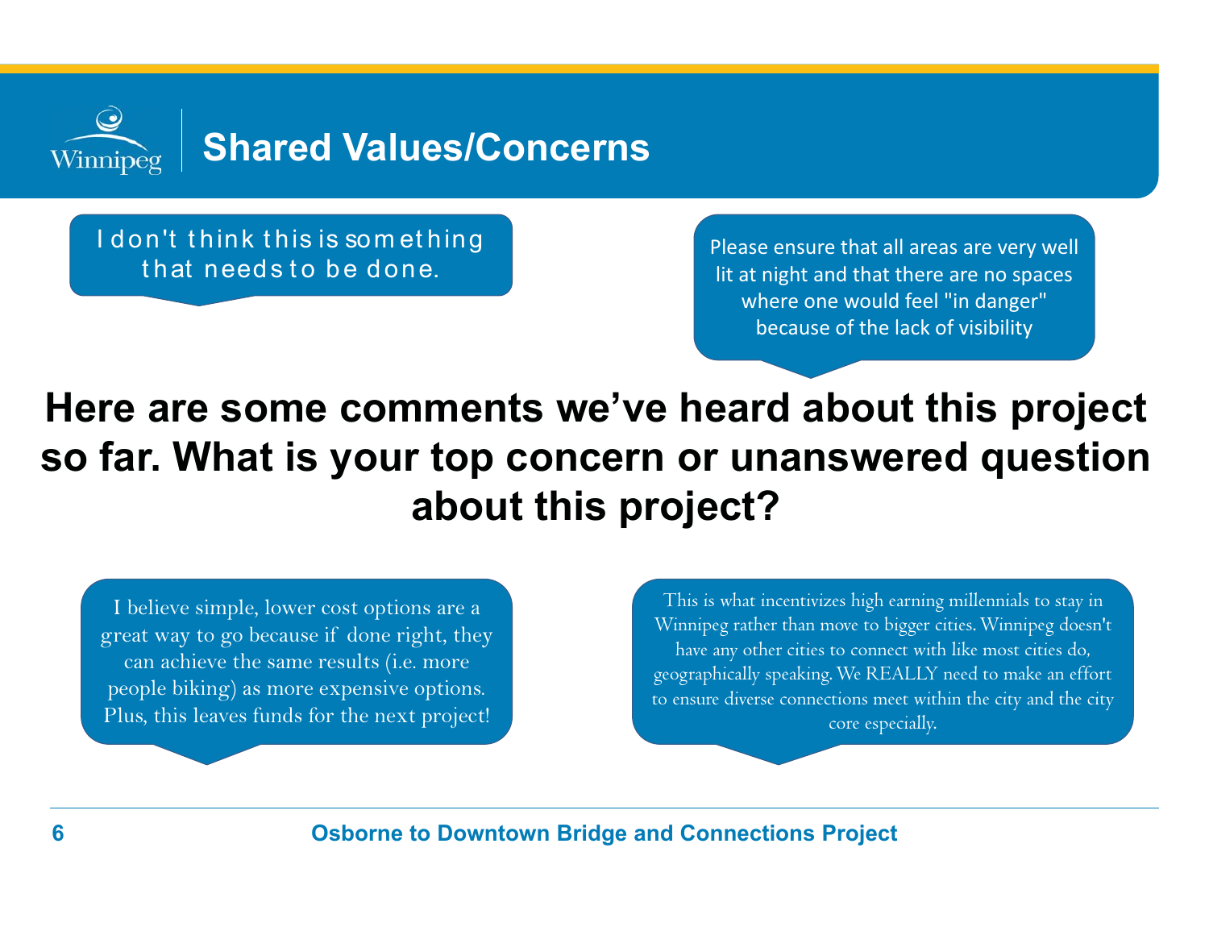# Shared Values/Concerns

I don't think this is something that needs to be done.

Please ensure that all areas are very well lit at night and that there are no spaces where one would feel "in danger" because of the lack of visibility

**Here are some comments we've heard about this project so far. What is your top concern or unanswered question about this project?**

I believe simple, lower cost options are a great way to go because if done right, they can achieve the same results (i.e. more people biking) as more expensive options. Plus, this leaves funds for the next project!

This is what incentivizes high earning millennials to stay in Winnipeg rather than move to bigger cities. Winnipeg doesn't have any other cities to connect with like most cities do, geographically speaking. We REALLY need to make an effort to ensure diverse connections meet within the city and the city core especially.